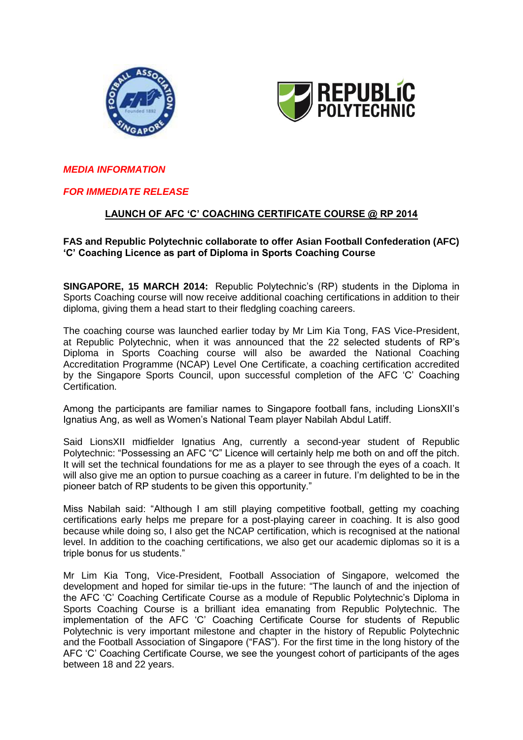*MEDIA INFORMATION*

*FOR IMMEDIATE RELEASE*

## LAUNCH OF AFC 'C' COACHING CERTIFICATE COURSE @ RP 2014

**FAS and Republic Polytechnic collaborate to offer Asian Football Confederation (AFC) 'C' Coaching Licence as part of Diploma in Sports Coaching Course**

**SINGAPORE, 15 MARCH 2014:** Republic Polytechnic's (RP) students in the Diploma in Sports Coaching course will now receive additional coaching certifications in addition to their diploma, giving them a head start to their fledgling coaching careers.

The coaching course was launched earlier today by Mr Lim Kia Tong, FAS Vice-President, at Republic Polytechnic, when it was announced that the 22 selected students of RP's Diploma in Sports Coaching course will also be awarded the National Coaching Accreditation Programme (NCAP) Level One Certificate, a coaching certification accredited by the Singapore Sports Council, upon successful completion of the AFC 'C' Coaching Certification.

Among the participants are familiar names to Singapore football fans, including LionsXII's Ignatius Ang, as well as Women's National Team player Nabilah Abdul Latiff.

Said LionsXII midfielder Ignatius Ang, currently a second-year student of Republic Polytechnic: "Possessing an AFC "C" Licence will certainly help me both on and off the pitch. It will set the technical foundations for me as a player to see through the eyes of a coach. It will also give me an option to pursue coaching as a career in future. I'm delighted to be in the pioneer batch of RP students to be given this opportunity."

Miss Nabilah said: "Although I am still playing competitive football, getting my coaching certifications early helps me prepare for a post-playing career in coaching. It is also good because while doing so, I also get the NCAP certification, which is recognised at the national level. In addition to the coaching certifications, we also get our academic diplomas so it is a triple bonus for us students."

Mr Lim Kia Tong, Vice-President, Football Association of Singapore, welcomed the development and hoped for similar tie-ups in the future: "The launch of and the injection of the AFC 'C' Coaching Certificate Course as a module of Republic Polytechnic's Diploma in Sports Coaching Course is a brilliant idea emanating from Republic Polytechnic. The implementation of the AFC 'C' Coaching Certificate Course for students of Republic Polytechnic is very important milestone and chapter in the history of Republic Polytechnic and the Football Association of Singapore ("FAS"). For the first time in the long history of the AFC 'C' Coaching Certificate Course, we see the youngest cohort of participants of the ages between 18 and 22 years.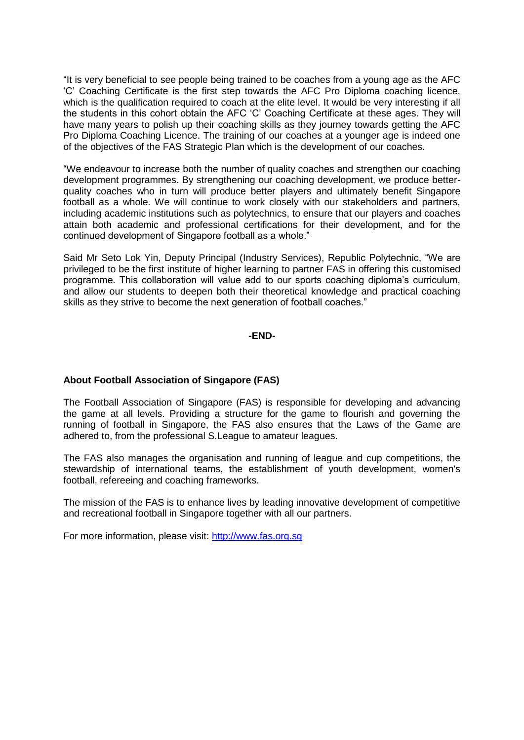"It is very beneficial to see people being trained to be coaches from a young age as the AFC 'C' Coaching Certificate is the first step towards the AFC Pro Diploma coaching licence, which is the qualification required to coach at the elite level. It would be very interesting if all the students in this cohort obtain the AFC 'C' Coaching Certificate at these ages. They will have many years to polish up their coaching skills as they journey towards getting the AFC Pro Diploma Coaching Licence. The training of our coaches at a younger age is indeed one of the objectives of the FAS Strategic Plan which is the development of our coaches.

"We endeavour to increase both the number of quality coaches and strengthen our coaching development programmes. By strengthening our coaching development, we produce better-quality coaches who in turn will produce better players and ultimately benefit Singapore football as a whole. We will continue to work closely with our stakeholders and partners, including academic institutions such as polytechnics, to ensure that our players and coaches attain both academic and professional certifications for their development, and for the continued development of Singapore football as a whole."

Said Mr Seto Lok Yin, Deputy Principal (Industry Services), Republic Polytechnic, "We are privileged to be the first institute of higher learning to partner FAS in offering this customised programme. This collaboration will value add to our sports coaching diploma's curriculum, and allow our students to deepen both their theoretical knowledge and practical coaching skills as they strive to become the next generation of football coaches."

**-END-**

**About Football Association of Singapore (FAS)**

The Football Association of Singapore (FAS) is responsible for developing and advancing the game at all levels. Providing a structure for the game to flourish and governing the running of football in Singapore, the FAS also ensures that the Laws of the Game are adhered to, from the professional S.League to amateur leagues.

The FAS also manages the organisation and running of league and cup competitions, the stewardship of international teams, the establishment of youth development, women's football, refereeing and coaching frameworks.

The mission of the FAS is to enhance lives by leading innovative development of competitive and recreational football in Singapore together with all our partners.

For more information, please visit: [http://www.fas.org.sg](http://www.fas.org.sg)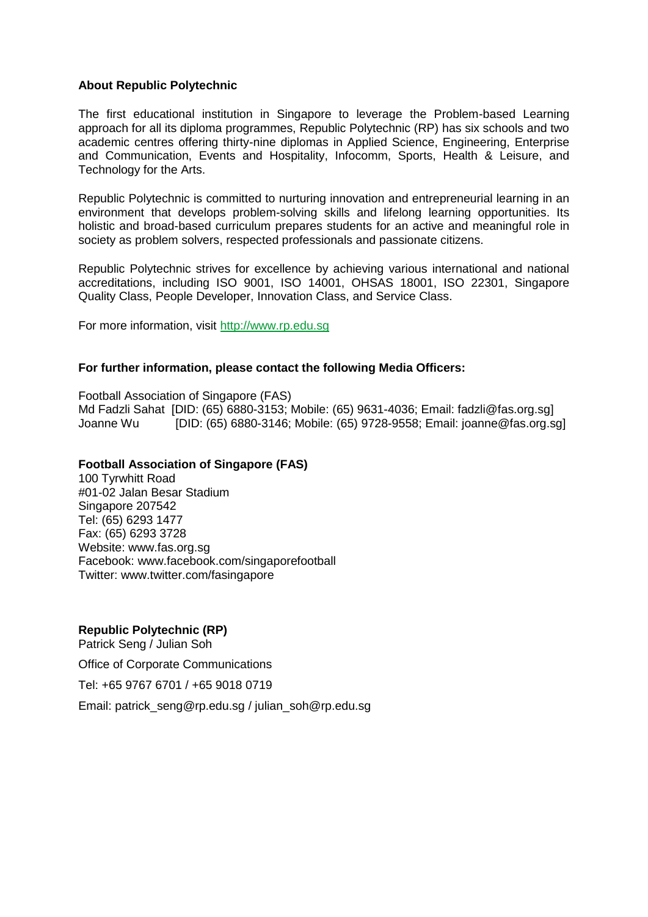**About Republic Polytechnic**

The first educational institution in Singapore to leverage the Problem-based Learning approach for all its diploma programmes, Republic Polytechnic (RP) has six schools and two academic centres offering thirty-nine diplomas in Applied Science, Engineering, Enterprise and Communication, Events and Hospitality, Infocomm, Sports, Health & Leisure, and Technology for the Arts.

Republic Polytechnic is committed to nurturing innovation and entrepreneurial learning in an environment that develops problem-solving skills and lifelong learning opportunities. Its holistic and broad-based curriculum prepares students for an active and meaningful role in society as problem solvers, respected professionals and passionate citizens.

Republic Polytechnic strives for excellence by achieving various international and national accreditations, including ISO 9001, ISO 14001, OHSAS 18001, ISO 22301, Singapore Quality Class, People Developer, Innovation Class, and Service Class.

For more information, visit http://www.rp.edu.sg

**For further information, please contact the following Media Officers:**

Football Association of Singapore (FAS)
Md Fadzli Sahat [DID: (65) 6880-3153; Mobile: (65) 9631-4036; Email: fadzli@fas.org.sg]
Joanne Wu [DID: (65) 6880-3146; Mobile: (65) 9728-9558; Email: joanne@fas.org.sg]

**Football Association of Singapore (FAS)**
100 Tyrwhitt Road
#01-02 Jalan Besar Stadium
Singapore 207542
Tel: (65) 6293 1477
Fax: (65) 6293 3728
Website: www.fas.org.sg
Facebook: www.facebook.com/singaporefootball
Twitter: www.twitter.com/fasingapore

**Republic Polytechnic (RP)**
Patrick Seng / Julian Soh

Office of Corporate Communications

Tel: +65 9767 6701 / +65 9018 0719

Email: patrick_seng@rp.edu.sg / julian_soh@rp.edu.sg